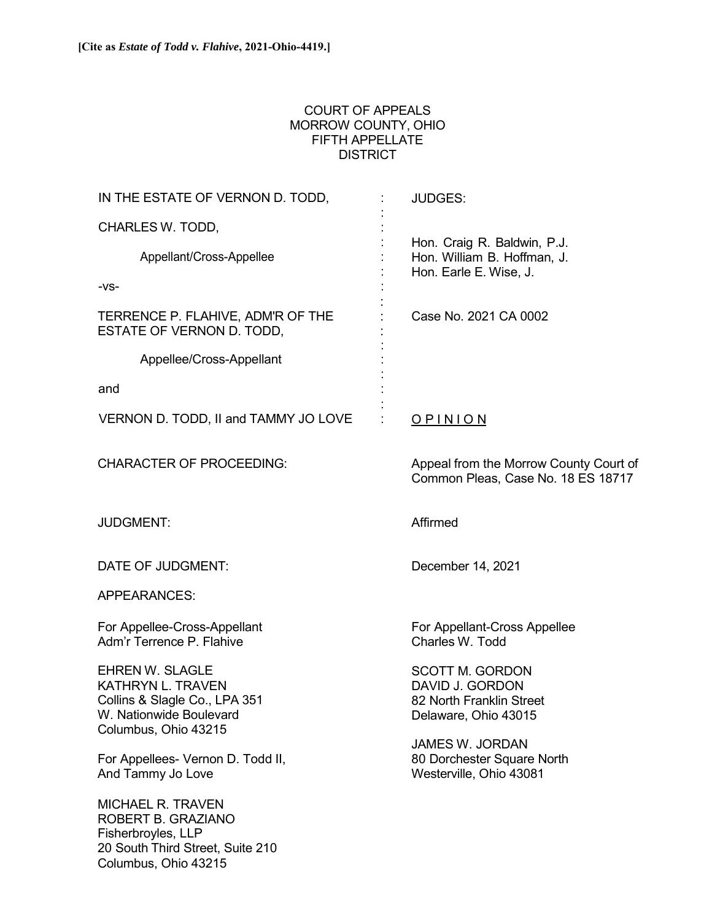**[Cite as *Estate of Todd v. Flahive*, 2021-Ohio-4419.]**

COURT OF APPEALS
MORROW COUNTY, OHIO
FIFTH APPELLATE
DISTRICT

| | | |
|---|---|---|
| IN THE ESTATE OF VERNON D. TODD, | : | JUDGES: |
| CHARLES W. TODD, | : | Hon. Craig R. Baldwin, P.J. |
| Appellant/Cross-Appellee | : | Hon. William B. Hoffman, J. |
| -vs- | : | Hon. Earle E. Wise, J. |
| TERRENCE P. FLAHIVE, ADM'R OF THE ESTATE OF VERNON D. TODD, | : | Case No. 2021 CA 0002 |
| Appellee/Cross-Appellant | : | |
| and | : | |
| VERNON D. TODD, II and TAMMY JO LOVE | : | <u>OPINION</u> |

CHARACTER OF PROCEEDING: Appeal from the Morrow County Court of Common Pleas, Case No. 18 ES 18717

JUDGMENT: Affirmed

DATE OF JUDGMENT: December 14, 2021

APPEARANCES:

For Appellee-Cross-Appellant
Adm'r Terrence P. Flahive

EHREN W. SLAGLE
KATHRYN L. TRAVEN
Collins & Slagle Co., LPA 351
W. Nationwide Boulevard
Columbus, Ohio 43215

For Appellees- Vernon D. Todd II,
And Tammy Jo Love

MICHAEL R. TRAVEN
ROBERT B. GRAZIANO
Fisherbroyles, LLP
20 South Third Street, Suite 210
Columbus, Ohio 43215

For Appellant-Cross Appellee
Charles W. Todd

SCOTT M. GORDON
DAVID J. GORDON
82 North Franklin Street
Delaware, Ohio 43015

JAMES W. JORDAN
80 Dorchester Square North
Westerville, Ohio 43081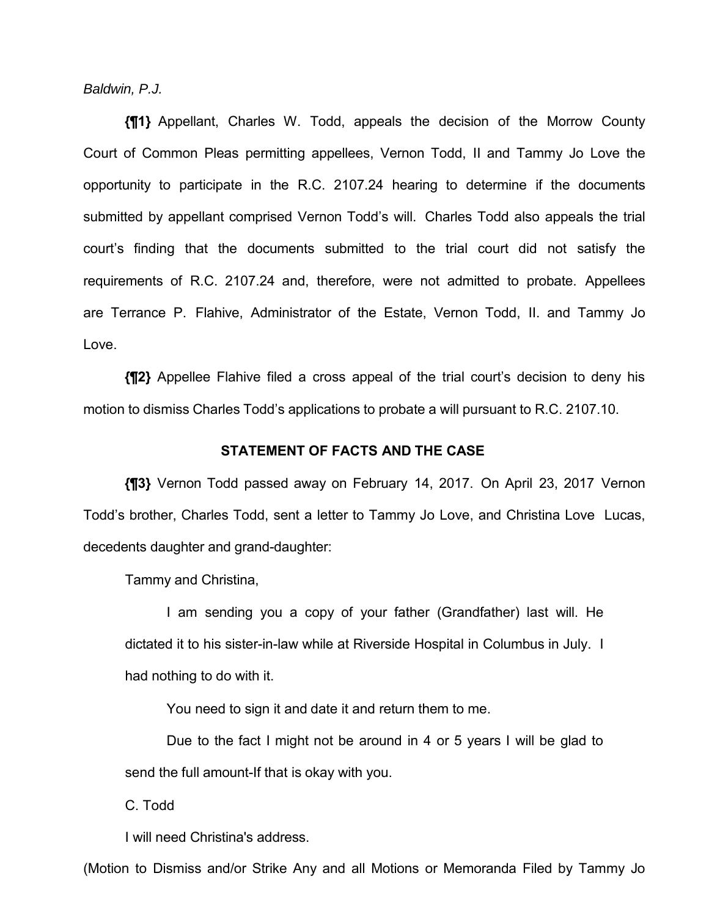*Baldwin, P.J.*

**{¶1}** Appellant, Charles W. Todd, appeals the decision of the Morrow County Court of Common Pleas permitting appellees, Vernon Todd, II and Tammy Jo Love the opportunity to participate in the R.C. 2107.24 hearing to determine if the documents submitted by appellant comprised Vernon Todd's will. Charles Todd also appeals the trial court's finding that the documents submitted to the trial court did not satisfy the requirements of R.C. 2107.24 and, therefore, were not admitted to probate. Appellees are Terrance P. Flahive, Administrator of the Estate, Vernon Todd, II. and Tammy Jo Love.

**{¶2}** Appellee Flahive filed a cross appeal of the trial court's decision to deny his motion to dismiss Charles Todd's applications to probate a will pursuant to R.C. 2107.10.

**STATEMENT OF FACTS AND THE CASE**

**{¶3}** Vernon Todd passed away on February 14, 2017. On April 23, 2017 Vernon Todd's brother, Charles Todd, sent a letter to Tammy Jo Love, and Christina Love Lucas, decedents daughter and grand-daughter:

> Tammy and Christina,
>
> I am sending you a copy of your father (Grandfather) last will. He dictated it to his sister-in-law while at Riverside Hospital in Columbus in July. I had nothing to do with it.
>
> You need to sign it and date it and return them to me.
>
> Due to the fact I might not be around in 4 or 5 years I will be glad to send the full amount-If that is okay with you.
>
> C. Todd
>
> I will need Christina's address.

(Motion to Dismiss and/or Strike Any and all Motions or Memoranda Filed by Tammy Jo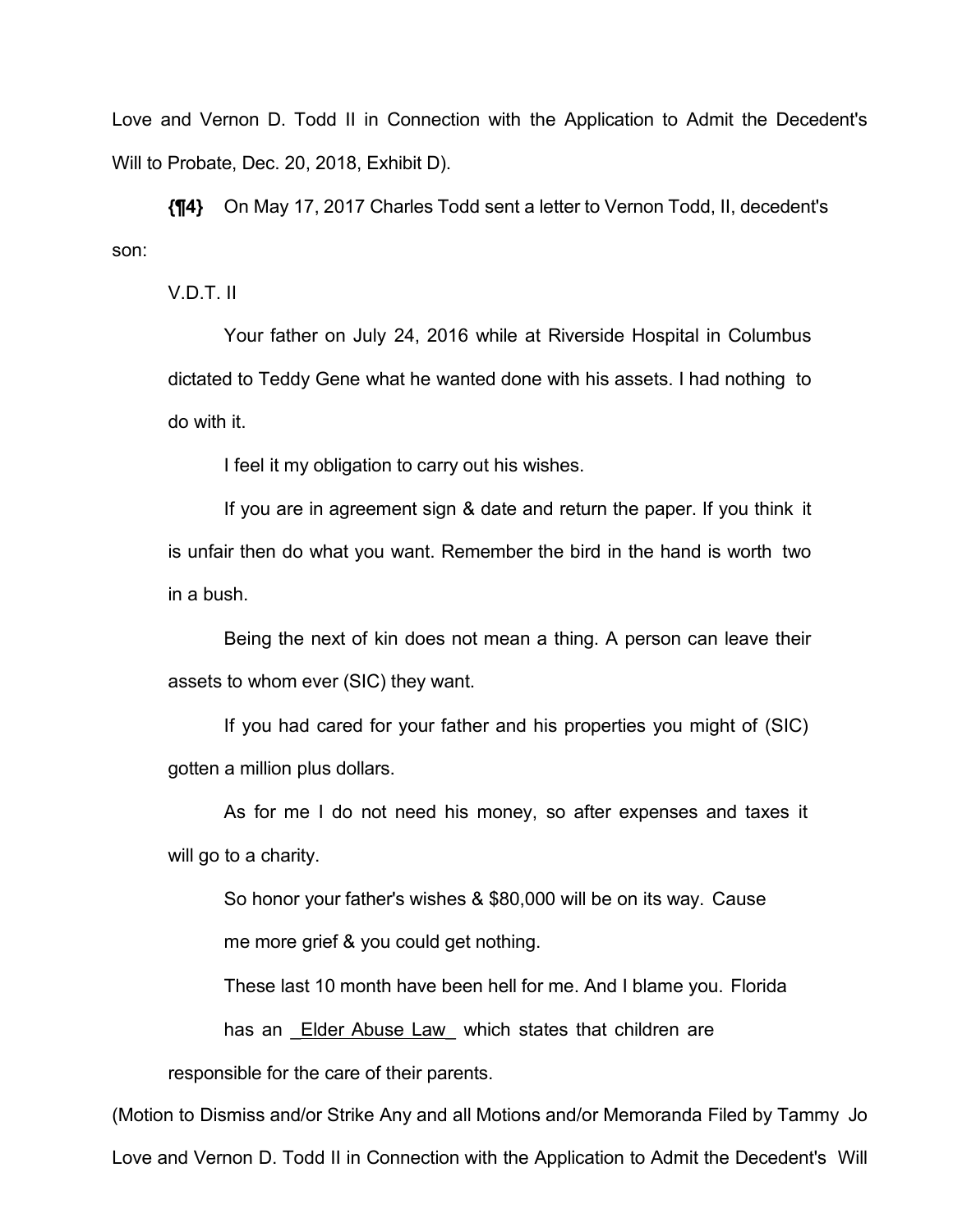Love and Vernon D. Todd II in Connection with the Application to Admit the Decedent's Will to Probate, Dec. 20, 2018, Exhibit D).

**{¶4}** On May 17, 2017 Charles Todd sent a letter to Vernon Todd, II, decedent's son:

> V.D.T. II
>
> Your father on July 24, 2016 while at Riverside Hospital in Columbus dictated to Teddy Gene what he wanted done with his assets. I had nothing to do with it.
>
> I feel it my obligation to carry out his wishes.
>
> If you are in agreement sign & date and return the paper. If you think it is unfair then do what you want. Remember the bird in the hand is worth two in a bush.
>
> Being the next of kin does not mean a thing. A person can leave their assets to whom ever (SIC) they want.
>
> If you had cared for your father and his properties you might of (SIC) gotten a million plus dollars.
>
> As for me I do not need his money, so after expenses and taxes it will go to a charity.
>
> So honor your father's wishes & $80,000 will be on its way. Cause me more grief & you could get nothing.
>
> These last 10 month have been hell for me. And I blame you. Florida has an _Elder Abuse Law_ which states that children are responsible for the care of their parents.

(Motion to Dismiss and/or Strike Any and all Motions and/or Memoranda Filed by Tammy Jo Love and Vernon D. Todd II in Connection with the Application to Admit the Decedent's Will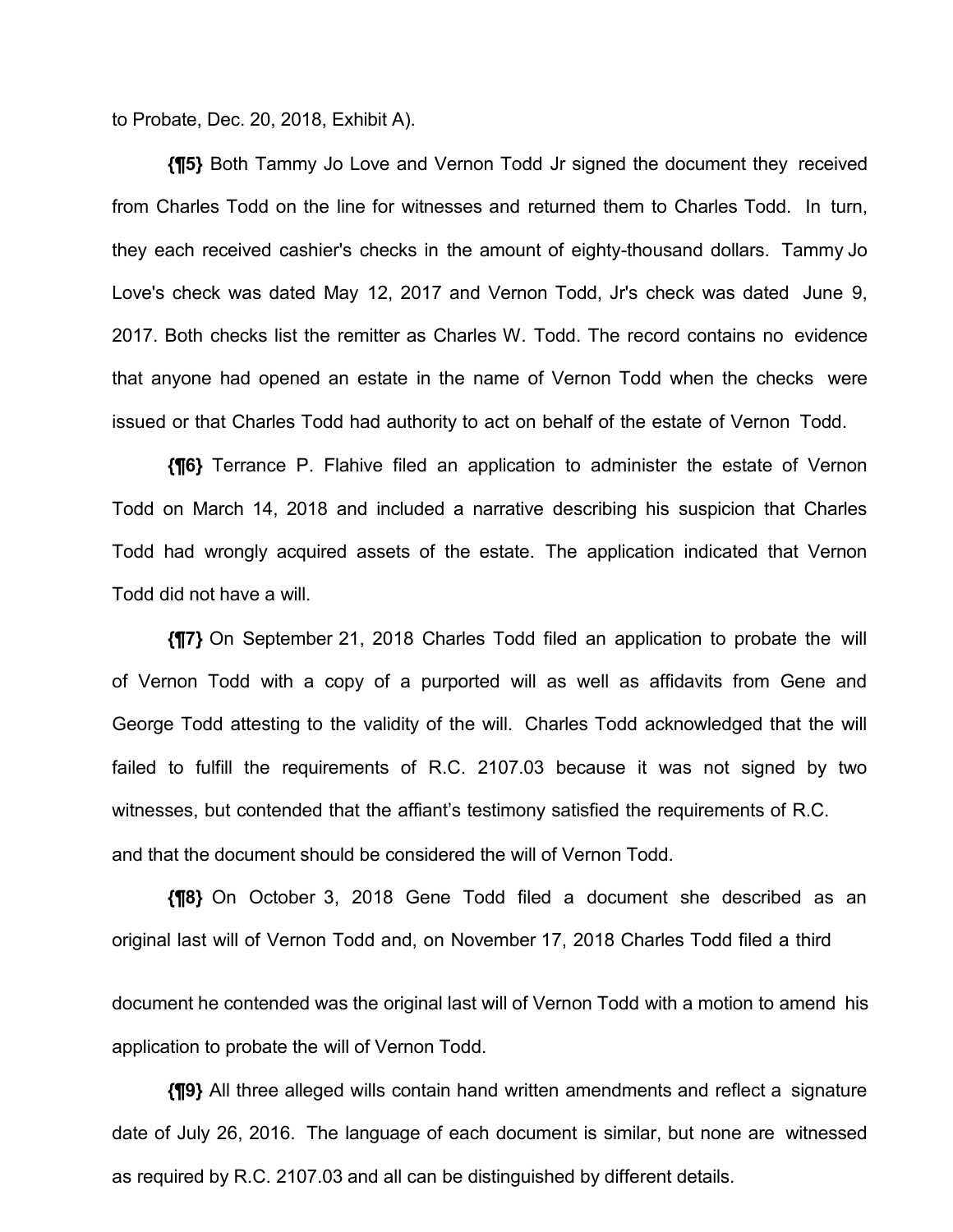to Probate, Dec. 20, 2018, Exhibit A).

**{¶5}** Both Tammy Jo Love and Vernon Todd Jr signed the document they received from Charles Todd on the line for witnesses and returned them to Charles Todd. In turn, they each received cashier's checks in the amount of eighty-thousand dollars. Tammy Jo Love's check was dated May 12, 2017 and Vernon Todd, Jr's check was dated June 9, 2017. Both checks list the remitter as Charles W. Todd. The record contains no evidence that anyone had opened an estate in the name of Vernon Todd when the checks were issued or that Charles Todd had authority to act on behalf of the estate of Vernon Todd.

**{¶6}** Terrance P. Flahive filed an application to administer the estate of Vernon Todd on March 14, 2018 and included a narrative describing his suspicion that Charles Todd had wrongly acquired assets of the estate. The application indicated that Vernon Todd did not have a will.

**{¶7}** On September 21, 2018 Charles Todd filed an application to probate the will of Vernon Todd with a copy of a purported will as well as affidavits from Gene and George Todd attesting to the validity of the will. Charles Todd acknowledged that the will failed to fulfill the requirements of R.C. 2107.03 because it was not signed by two witnesses, but contended that the affiant's testimony satisfied the requirements of R.C. and that the document should be considered the will of Vernon Todd.

**{¶8}** On October 3, 2018 Gene Todd filed a document she described as an original last will of Vernon Todd and, on November 17, 2018 Charles Todd filed a third document he contended was the original last will of Vernon Todd with a motion to amend his application to probate the will of Vernon Todd.

**{¶9}** All three alleged wills contain hand written amendments and reflect a signature date of July 26, 2016. The language of each document is similar, but none are witnessed as required by R.C. 2107.03 and all can be distinguished by different details.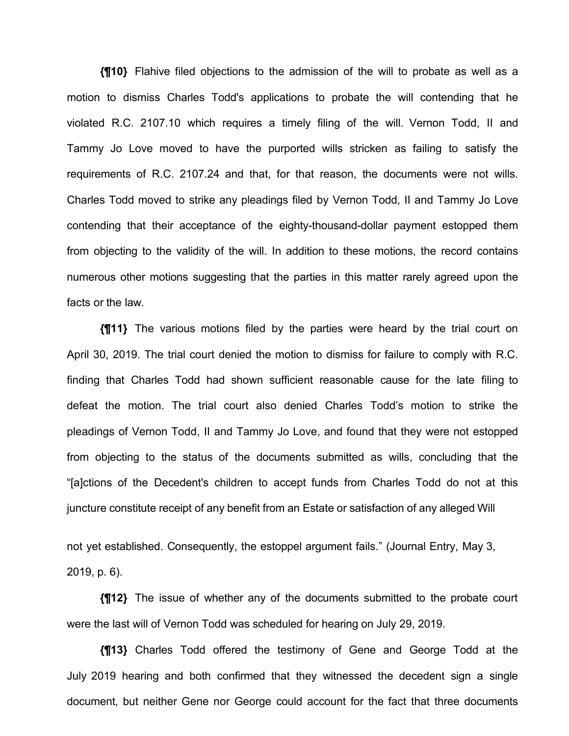**{¶10}** Flahive filed objections to the admission of the will to probate as well as a motion to dismiss Charles Todd's applications to probate the will contending that he violated R.C. 2107.10 which requires a timely filing of the will. Vernon Todd, II and Tammy Jo Love moved to have the purported wills stricken as failing to satisfy the requirements of R.C. 2107.24 and that, for that reason, the documents were not wills. Charles Todd moved to strike any pleadings filed by Vernon Todd, II and Tammy Jo Love contending that their acceptance of the eighty-thousand-dollar payment estopped them from objecting to the validity of the will. In addition to these motions, the record contains numerous other motions suggesting that the parties in this matter rarely agreed upon the facts or the law.

**{¶11}** The various motions filed by the parties were heard by the trial court on April 30, 2019. The trial court denied the motion to dismiss for failure to comply with R.C. finding that Charles Todd had shown sufficient reasonable cause for the late filing to defeat the motion. The trial court also denied Charles Todd's motion to strike the pleadings of Vernon Todd, II and Tammy Jo Love, and found that they were not estopped from objecting to the status of the documents submitted as wills, concluding that the "[a]ctions of the Decedent's children to accept funds from Charles Todd do not at this juncture constitute receipt of any benefit from an Estate or satisfaction of any alleged Will not yet established. Consequently, the estoppel argument fails." (Journal Entry, May 3, 2019, p. 6).

**{¶12}** The issue of whether any of the documents submitted to the probate court were the last will of Vernon Todd was scheduled for hearing on July 29, 2019.

**{¶13}** Charles Todd offered the testimony of Gene and George Todd at the July 2019 hearing and both confirmed that they witnessed the decedent sign a single document, but neither Gene nor George could account for the fact that three documents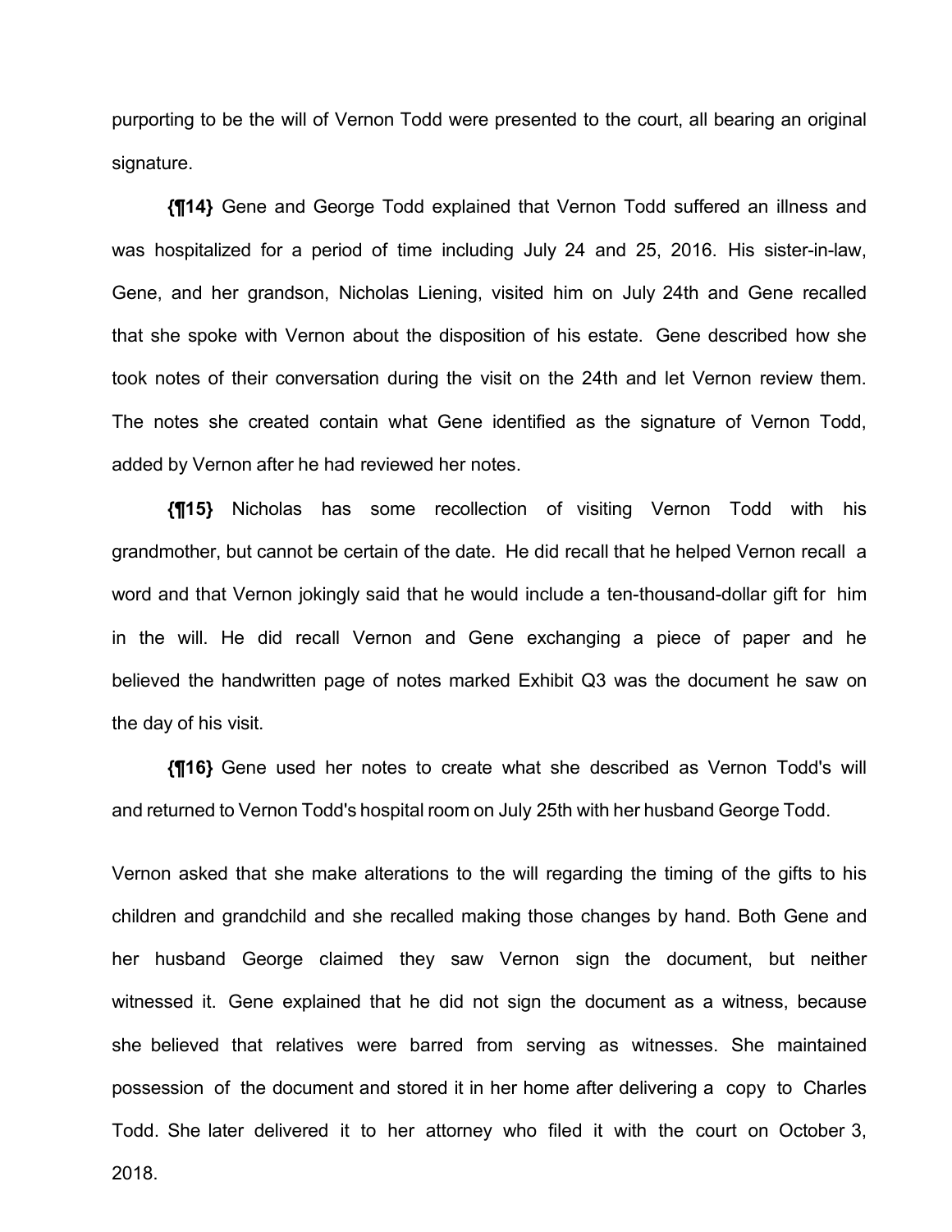purporting to be the will of Vernon Todd were presented to the court, all bearing an original signature.

**{¶14}** Gene and George Todd explained that Vernon Todd suffered an illness and was hospitalized for a period of time including July 24 and 25, 2016. His sister-in-law, Gene, and her grandson, Nicholas Liening, visited him on July 24th and Gene recalled that she spoke with Vernon about the disposition of his estate. Gene described how she took notes of their conversation during the visit on the 24th and let Vernon review them. The notes she created contain what Gene identified as the signature of Vernon Todd, added by Vernon after he had reviewed her notes.

**{¶15}** Nicholas has some recollection of visiting Vernon Todd with his grandmother, but cannot be certain of the date. He did recall that he helped Vernon recall a word and that Vernon jokingly said that he would include a ten-thousand-dollar gift for him in the will. He did recall Vernon and Gene exchanging a piece of paper and he believed the handwritten page of notes marked Exhibit Q3 was the document he saw on the day of his visit.

**{¶16}** Gene used her notes to create what she described as Vernon Todd's will and returned to Vernon Todd's hospital room on July 25th with her husband George Todd.

Vernon asked that she make alterations to the will regarding the timing of the gifts to his children and grandchild and she recalled making those changes by hand. Both Gene and her husband George claimed they saw Vernon sign the document, but neither witnessed it. Gene explained that he did not sign the document as a witness, because she believed that relatives were barred from serving as witnesses. She maintained possession of the document and stored it in her home after delivering a copy to Charles Todd. She later delivered it to her attorney who filed it with the court on October 3, 2018.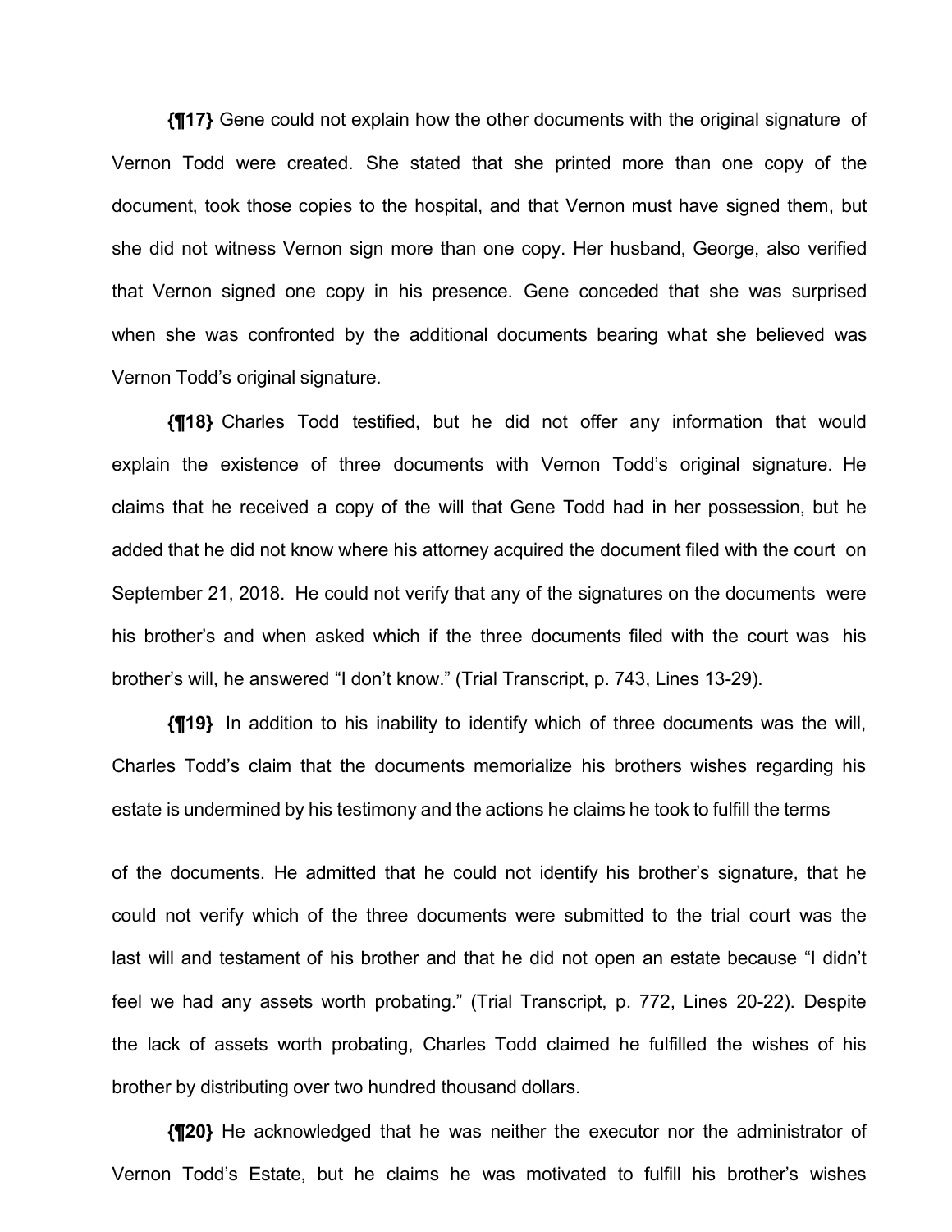**{¶17}** Gene could not explain how the other documents with the original signature of Vernon Todd were created. She stated that she printed more than one copy of the document, took those copies to the hospital, and that Vernon must have signed them, but she did not witness Vernon sign more than one copy. Her husband, George, also verified that Vernon signed one copy in his presence. Gene conceded that she was surprised when she was confronted by the additional documents bearing what she believed was Vernon Todd's original signature.

**{¶18}** Charles Todd testified, but he did not offer any information that would explain the existence of three documents with Vernon Todd's original signature. He claims that he received a copy of the will that Gene Todd had in her possession, but he added that he did not know where his attorney acquired the document filed with the court on September 21, 2018. He could not verify that any of the signatures on the documents were his brother's and when asked which if the three documents filed with the court was his brother's will, he answered "I don't know." (Trial Transcript, p. 743, Lines 13-29).

**{¶19}** In addition to his inability to identify which of three documents was the will, Charles Todd's claim that the documents memorialize his brothers wishes regarding his estate is undermined by his testimony and the actions he claims he took to fulfill the terms of the documents. He admitted that he could not identify his brother's signature, that he could not verify which of the three documents were submitted to the trial court was the last will and testament of his brother and that he did not open an estate because "I didn't feel we had any assets worth probating." (Trial Transcript, p. 772, Lines 20-22). Despite the lack of assets worth probating, Charles Todd claimed he fulfilled the wishes of his brother by distributing over two hundred thousand dollars.

**{¶20}** He acknowledged that he was neither the executor nor the administrator of Vernon Todd's Estate, but he claims he was motivated to fulfill his brother's wishes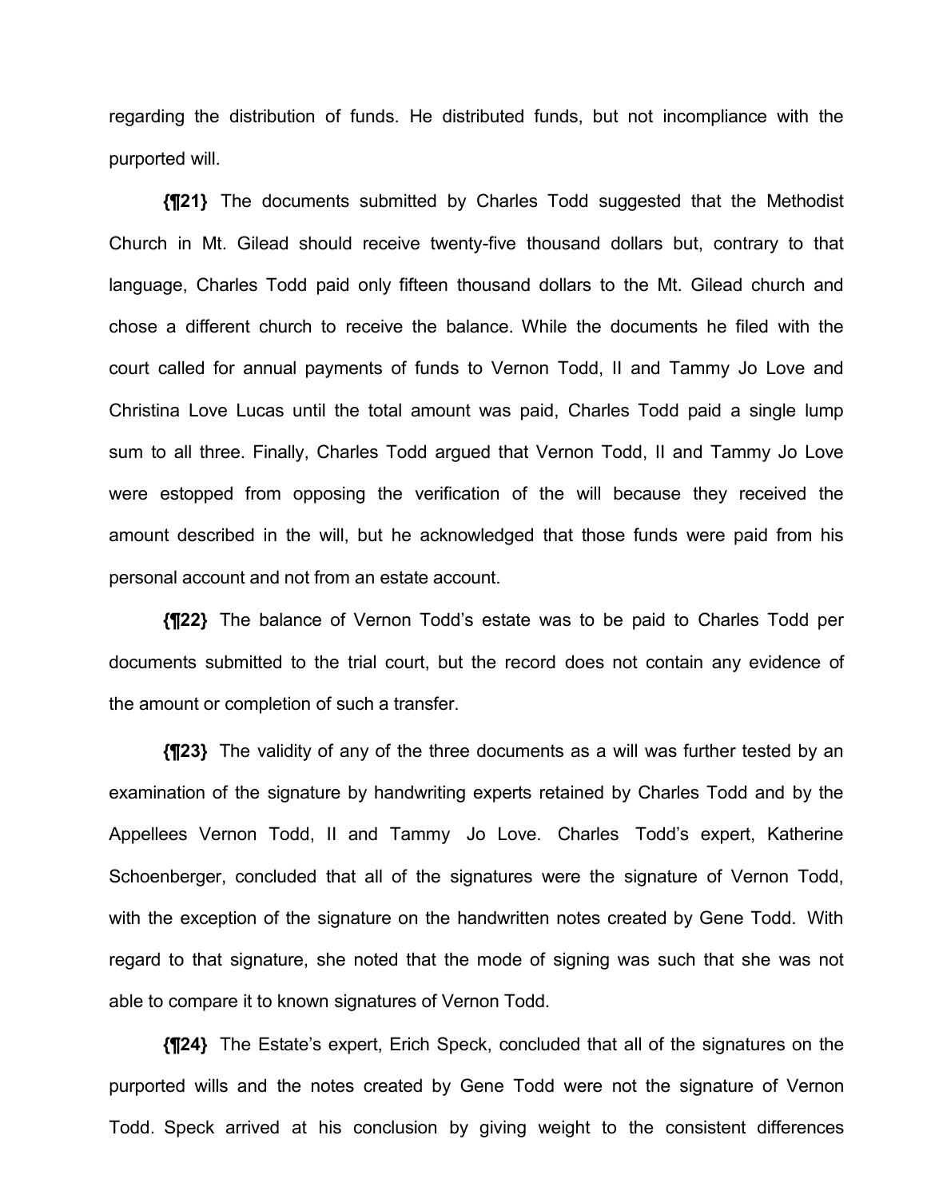regarding the distribution of funds. He distributed funds, but not incompliance with the purported will.

**{¶21}** The documents submitted by Charles Todd suggested that the Methodist Church in Mt. Gilead should receive twenty-five thousand dollars but, contrary to that language, Charles Todd paid only fifteen thousand dollars to the Mt. Gilead church and chose a different church to receive the balance. While the documents he filed with the court called for annual payments of funds to Vernon Todd, II and Tammy Jo Love and Christina Love Lucas until the total amount was paid, Charles Todd paid a single lump sum to all three. Finally, Charles Todd argued that Vernon Todd, II and Tammy Jo Love were estopped from opposing the verification of the will because they received the amount described in the will, but he acknowledged that those funds were paid from his personal account and not from an estate account.

**{¶22}** The balance of Vernon Todd's estate was to be paid to Charles Todd per documents submitted to the trial court, but the record does not contain any evidence of the amount or completion of such a transfer.

**{¶23}** The validity of any of the three documents as a will was further tested by an examination of the signature by handwriting experts retained by Charles Todd and by the Appellees Vernon Todd, II and Tammy Jo Love. Charles Todd's expert, Katherine Schoenberger, concluded that all of the signatures were the signature of Vernon Todd, with the exception of the signature on the handwritten notes created by Gene Todd. With regard to that signature, she noted that the mode of signing was such that she was not able to compare it to known signatures of Vernon Todd.

**{¶24}** The Estate's expert, Erich Speck, concluded that all of the signatures on the purported wills and the notes created by Gene Todd were not the signature of Vernon Todd. Speck arrived at his conclusion by giving weight to the consistent differences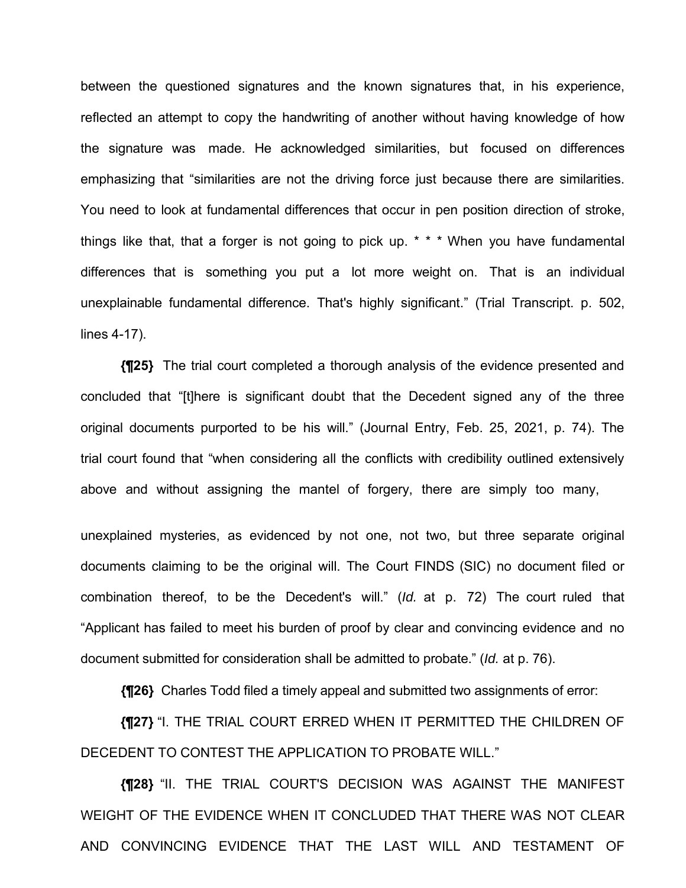between the questioned signatures and the known signatures that, in his experience, reflected an attempt to copy the handwriting of another without having knowledge of how the signature was made. He acknowledged similarities, but focused on differences emphasizing that "similarities are not the driving force just because there are similarities. You need to look at fundamental differences that occur in pen position direction of stroke, things like that, that a forger is not going to pick up. * * * When you have fundamental differences that is something you put a lot more weight on. That is an individual unexplainable fundamental difference. That's highly significant." (Trial Transcript. p. 502, lines 4-17).

**{¶25}** The trial court completed a thorough analysis of the evidence presented and concluded that "[t]here is significant doubt that the Decedent signed any of the three original documents purported to be his will." (Journal Entry, Feb. 25, 2021, p. 74). The trial court found that "when considering all the conflicts with credibility outlined extensively above and without assigning the mantel of forgery, there are simply too many, unexplained mysteries, as evidenced by not one, not two, but three separate original documents claiming to be the original will. The Court FINDS (SIC) no document filed or combination thereof, to be the Decedent's will." (*Id.* at p. 72) The court ruled that "Applicant has failed to meet his burden of proof by clear and convincing evidence and no document submitted for consideration shall be admitted to probate." (*Id.* at p. 76).

**{¶26}** Charles Todd filed a timely appeal and submitted two assignments of error:

**{¶27}** "I. THE TRIAL COURT ERRED WHEN IT PERMITTED THE CHILDREN OF DECEDENT TO CONTEST THE APPLICATION TO PROBATE WILL."

**{¶28}** "II. THE TRIAL COURT'S DECISION WAS AGAINST THE MANIFEST WEIGHT OF THE EVIDENCE WHEN IT CONCLUDED THAT THERE WAS NOT CLEAR AND CONVINCING EVIDENCE THAT THE LAST WILL AND TESTAMENT OF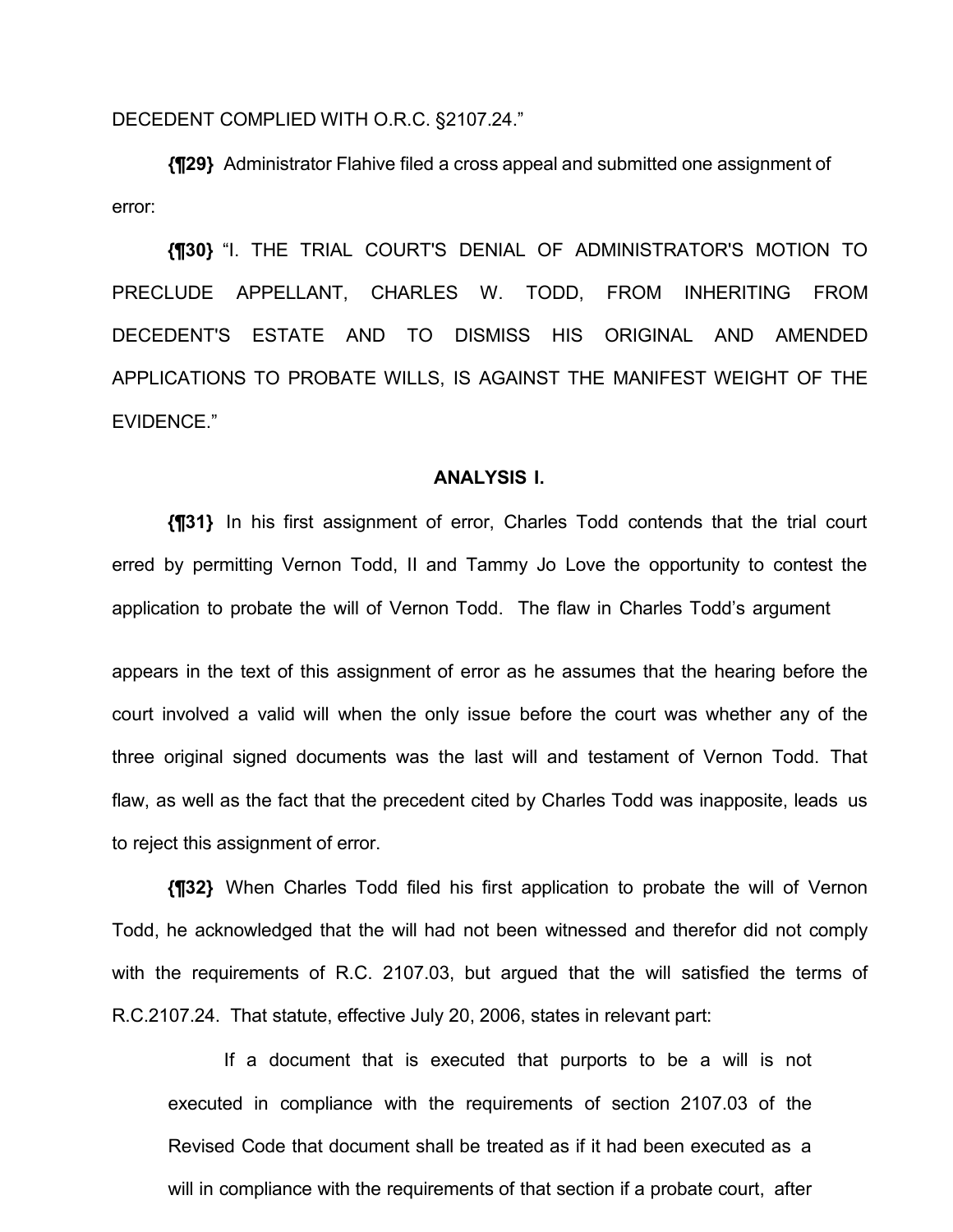DECEDENT COMPLIED WITH O.R.C. §2107.24."

**{¶29}** Administrator Flahive filed a cross appeal and submitted one assignment of error:

**{¶30}** "I. THE TRIAL COURT'S DENIAL OF ADMINISTRATOR'S MOTION TO PRECLUDE APPELLANT, CHARLES W. TODD, FROM INHERITING FROM DECEDENT'S ESTATE AND TO DISMISS HIS ORIGINAL AND AMENDED APPLICATIONS TO PROBATE WILLS, IS AGAINST THE MANIFEST WEIGHT OF THE EVIDENCE."

## ANALYSIS I.

**{¶31}** In his first assignment of error, Charles Todd contends that the trial court erred by permitting Vernon Todd, II and Tammy Jo Love the opportunity to contest the application to probate the will of Vernon Todd. The flaw in Charles Todd's argument appears in the text of this assignment of error as he assumes that the hearing before the court involved a valid will when the only issue before the court was whether any of the three original signed documents was the last will and testament of Vernon Todd. That flaw, as well as the fact that the precedent cited by Charles Todd was inapposite, leads us to reject this assignment of error.

**{¶32}** When Charles Todd filed his first application to probate the will of Vernon Todd, he acknowledged that the will had not been witnessed and therefor did not comply with the requirements of R.C. 2107.03, but argued that the will satisfied the terms of R.C.2107.24. That statute, effective July 20, 2006, states in relevant part:

> If a document that is executed that purports to be a will is not executed in compliance with the requirements of section 2107.03 of the Revised Code that document shall be treated as if it had been executed as a will in compliance with the requirements of that section if a probate court, after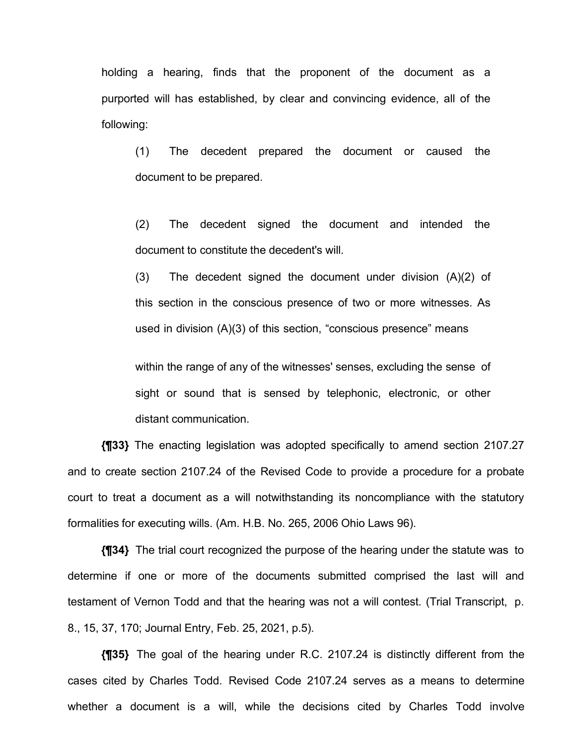holding a hearing, finds that the proponent of the document as a purported will has established, by clear and convincing evidence, all of the following:

> (1) The decedent prepared the document or caused the document to be prepared.
>
> (2) The decedent signed the document and intended the document to constitute the decedent's will.
>
> (3) The decedent signed the document under division (A)(2) of this section in the conscious presence of two or more witnesses. As used in division (A)(3) of this section, "conscious presence" means within the range of any of the witnesses' senses, excluding the sense of sight or sound that is sensed by telephonic, electronic, or other distant communication.

**{¶33}** The enacting legislation was adopted specifically to amend section 2107.27 and to create section 2107.24 of the Revised Code to provide a procedure for a probate court to treat a document as a will notwithstanding its noncompliance with the statutory formalities for executing wills. (Am. H.B. No. 265, 2006 Ohio Laws 96).

**{¶34}** The trial court recognized the purpose of the hearing under the statute was to determine if one or more of the documents submitted comprised the last will and testament of Vernon Todd and that the hearing was not a will contest. (Trial Transcript, p. 8., 15, 37, 170; Journal Entry, Feb. 25, 2021, p.5).

**{¶35}** The goal of the hearing under R.C. 2107.24 is distinctly different from the cases cited by Charles Todd. Revised Code 2107.24 serves as a means to determine whether a document is a will, while the decisions cited by Charles Todd involve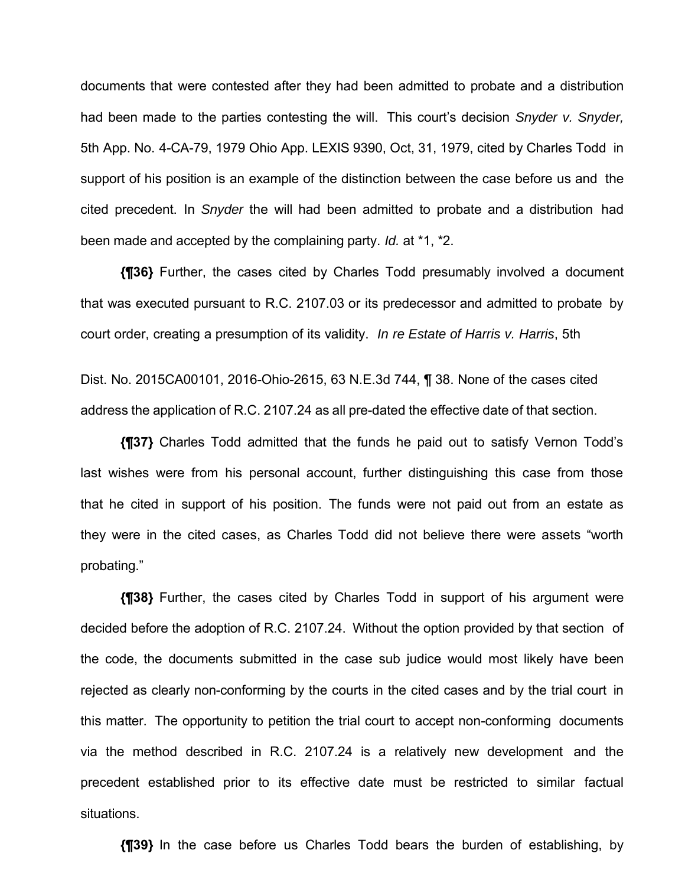documents that were contested after they had been admitted to probate and a distribution had been made to the parties contesting the will. This court's decision *Snyder v. Snyder,* 5th App. No. 4-CA-79, 1979 Ohio App. LEXIS 9390, Oct, 31, 1979, cited by Charles Todd in support of his position is an example of the distinction between the case before us and the cited precedent. In *Snyder* the will had been admitted to probate and a distribution had been made and accepted by the complaining party. *Id.* at *1, *2.

**{¶36}** Further, the cases cited by Charles Todd presumably involved a document that was executed pursuant to R.C. 2107.03 or its predecessor and admitted to probate by court order, creating a presumption of its validity. *In re Estate of Harris v. Harris*, 5th Dist. No. 2015CA00101, 2016-Ohio-2615, 63 N.E.3d 744, ¶ 38. None of the cases cited address the application of R.C. 2107.24 as all pre-dated the effective date of that section.

**{¶37}** Charles Todd admitted that the funds he paid out to satisfy Vernon Todd's last wishes were from his personal account, further distinguishing this case from those that he cited in support of his position. The funds were not paid out from an estate as they were in the cited cases, as Charles Todd did not believe there were assets "worth probating."

**{¶38}** Further, the cases cited by Charles Todd in support of his argument were decided before the adoption of R.C. 2107.24. Without the option provided by that section of the code, the documents submitted in the case sub judice would most likely have been rejected as clearly non-conforming by the courts in the cited cases and by the trial court in this matter. The opportunity to petition the trial court to accept non-conforming documents via the method described in R.C. 2107.24 is a relatively new development and the precedent established prior to its effective date must be restricted to similar factual situations.

**{¶39}** In the case before us Charles Todd bears the burden of establishing, by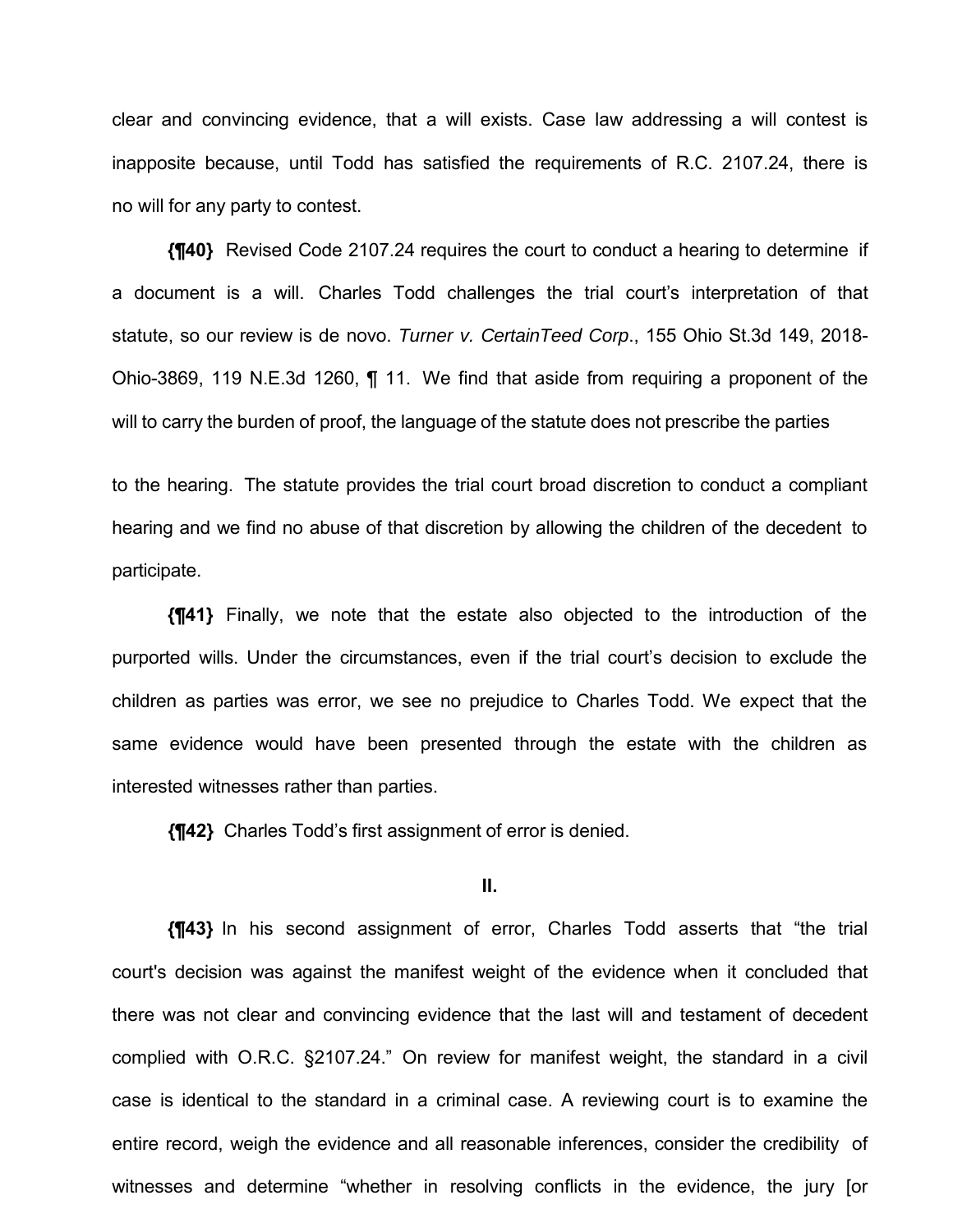clear and convincing evidence, that a will exists. Case law addressing a will contest is inapposite because, until Todd has satisfied the requirements of R.C. 2107.24, there is no will for any party to contest.

**{¶40}** Revised Code 2107.24 requires the court to conduct a hearing to determine if a document is a will. Charles Todd challenges the trial court's interpretation of that statute, so our review is de novo. *Turner v. CertainTeed Corp*., 155 Ohio St.3d 149, 2018-Ohio-3869, 119 N.E.3d 1260, ¶ 11. We find that aside from requiring a proponent of the will to carry the burden of proof, the language of the statute does not prescribe the parties to the hearing. The statute provides the trial court broad discretion to conduct a compliant hearing and we find no abuse of that discretion by allowing the children of the decedent to participate.

**{¶41}** Finally, we note that the estate also objected to the introduction of the purported wills. Under the circumstances, even if the trial court's decision to exclude the children as parties was error, we see no prejudice to Charles Todd. We expect that the same evidence would have been presented through the estate with the children as interested witnesses rather than parties.

**{¶42}** Charles Todd's first assignment of error is denied.

**II.**

**{¶43}** In his second assignment of error, Charles Todd asserts that "the trial court's decision was against the manifest weight of the evidence when it concluded that there was not clear and convincing evidence that the last will and testament of decedent complied with O.R.C. §2107.24." On review for manifest weight, the standard in a civil case is identical to the standard in a criminal case. A reviewing court is to examine the entire record, weigh the evidence and all reasonable inferences, consider the credibility of witnesses and determine "whether in resolving conflicts in the evidence, the jury [or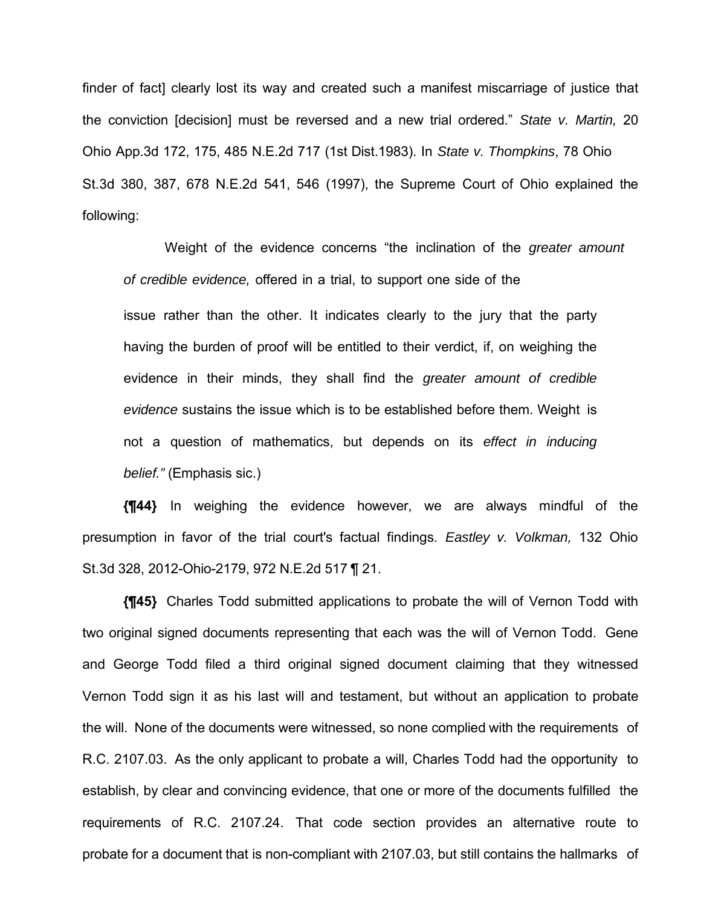finder of fact] clearly lost its way and created such a manifest miscarriage of justice that the conviction [decision] must be reversed and a new trial ordered." *State v. Martin,* 20 Ohio App.3d 172, 175, 485 N.E.2d 717 (1st Dist.1983). In *State v. Thompkins*, 78 Ohio St.3d 380, 387, 678 N.E.2d 541, 546 (1997), the Supreme Court of Ohio explained the following:

> Weight of the evidence concerns "the inclination of the *greater amount of credible evidence,* offered in a trial, to support one side of the issue rather than the other. It indicates clearly to the jury that the party having the burden of proof will be entitled to their verdict, if, on weighing the evidence in their minds, they shall find the *greater amount of credible evidence* sustains the issue which is to be established before them. Weight is not a question of mathematics, but depends on its *effect in inducing belief."* (Emphasis sic.)

**{¶44}** In weighing the evidence however, we are always mindful of the presumption in favor of the trial court's factual findings. *Eastley v. Volkman,* 132 Ohio St.3d 328, 2012-Ohio-2179, 972 N.E.2d 517 ¶ 21.

**{¶45}** Charles Todd submitted applications to probate the will of Vernon Todd with two original signed documents representing that each was the will of Vernon Todd. Gene and George Todd filed a third original signed document claiming that they witnessed Vernon Todd sign it as his last will and testament, but without an application to probate the will. None of the documents were witnessed, so none complied with the requirements of R.C. 2107.03. As the only applicant to probate a will, Charles Todd had the opportunity to establish, by clear and convincing evidence, that one or more of the documents fulfilled the requirements of R.C. 2107.24. That code section provides an alternative route to probate for a document that is non-compliant with 2107.03, but still contains the hallmarks of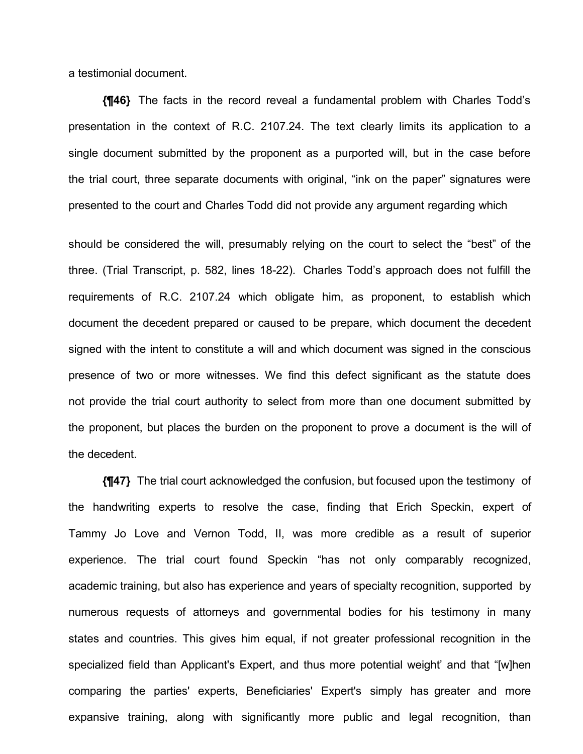a testimonial document.

**{¶46}** The facts in the record reveal a fundamental problem with Charles Todd's presentation in the context of R.C. 2107.24. The text clearly limits its application to a single document submitted by the proponent as a purported will, but in the case before the trial court, three separate documents with original, "ink on the paper" signatures were presented to the court and Charles Todd did not provide any argument regarding which should be considered the will, presumably relying on the court to select the "best" of the three. (Trial Transcript, p. 582, lines 18-22). Charles Todd's approach does not fulfill the requirements of R.C. 2107.24 which obligate him, as proponent, to establish which document the decedent prepared or caused to be prepare, which document the decedent signed with the intent to constitute a will and which document was signed in the conscious presence of two or more witnesses. We find this defect significant as the statute does not provide the trial court authority to select from more than one document submitted by the proponent, but places the burden on the proponent to prove a document is the will of the decedent.

**{¶47}** The trial court acknowledged the confusion, but focused upon the testimony of the handwriting experts to resolve the case, finding that Erich Speckin, expert of Tammy Jo Love and Vernon Todd, II, was more credible as a result of superior experience. The trial court found Speckin "has not only comparably recognized, academic training, but also has experience and years of specialty recognition, supported by numerous requests of attorneys and governmental bodies for his testimony in many states and countries. This gives him equal, if not greater professional recognition in the specialized field than Applicant's Expert, and thus more potential weight' and that "[w]hen comparing the parties' experts, Beneficiaries' Expert's simply has greater and more expansive training, along with significantly more public and legal recognition, than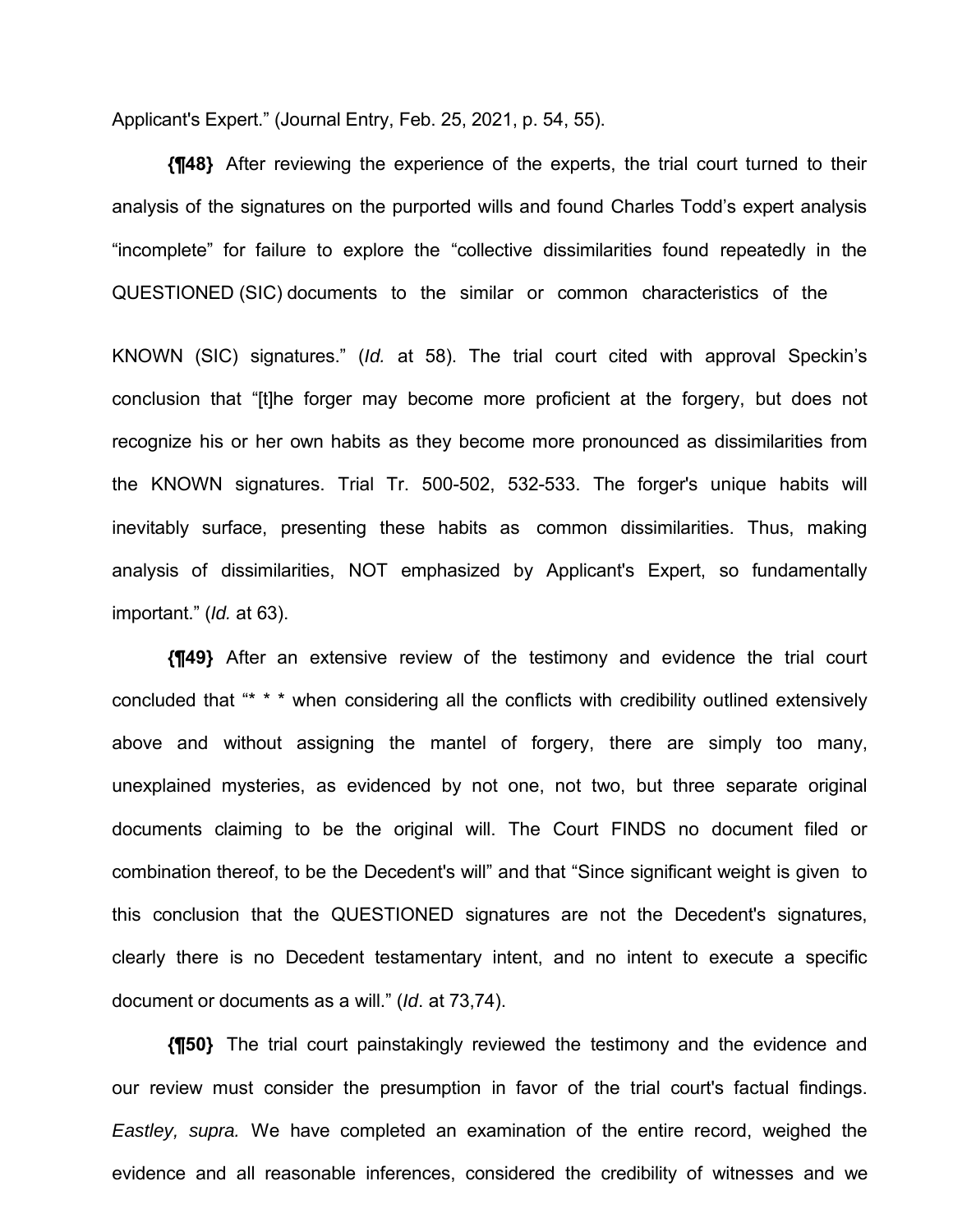Applicant's Expert." (Journal Entry, Feb. 25, 2021, p. 54, 55).

**{¶48}** After reviewing the experience of the experts, the trial court turned to their analysis of the signatures on the purported wills and found Charles Todd's expert analysis "incomplete" for failure to explore the "collective dissimilarities found repeatedly in the QUESTIONED (SIC) documents to the similar or common characteristics of the KNOWN (SIC) signatures." (*Id.* at 58). The trial court cited with approval Speckin's conclusion that "[t]he forger may become more proficient at the forgery, but does not recognize his or her own habits as they become more pronounced as dissimilarities from the KNOWN signatures. Trial Tr. 500-502, 532-533. The forger's unique habits will inevitably surface, presenting these habits as common dissimilarities. Thus, making analysis of dissimilarities, NOT emphasized by Applicant's Expert, so fundamentally important." (*Id.* at 63).

**{¶49}** After an extensive review of the testimony and evidence the trial court concluded that "* * * when considering all the conflicts with credibility outlined extensively above and without assigning the mantel of forgery, there are simply too many, unexplained mysteries, as evidenced by not one, not two, but three separate original documents claiming to be the original will. The Court FINDS no document filed or combination thereof, to be the Decedent's will" and that "Since significant weight is given to this conclusion that the QUESTIONED signatures are not the Decedent's signatures, clearly there is no Decedent testamentary intent, and no intent to execute a specific document or documents as a will." (*Id*. at 73,74).

**{¶50}** The trial court painstakingly reviewed the testimony and the evidence and our review must consider the presumption in favor of the trial court's factual findings. *Eastley, supra.* We have completed an examination of the entire record, weighed the evidence and all reasonable inferences, considered the credibility of witnesses and we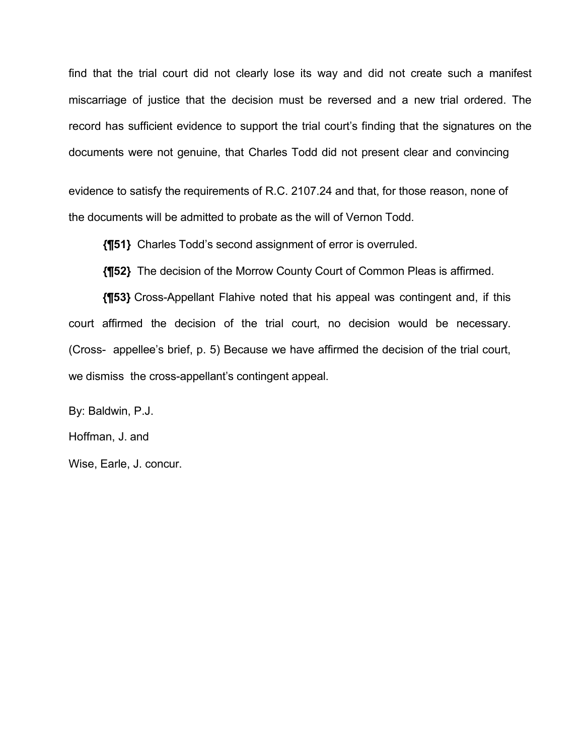find that the trial court did not clearly lose its way and did not create such a manifest miscarriage of justice that the decision must be reversed and a new trial ordered. The record has sufficient evidence to support the trial court's finding that the signatures on the documents were not genuine, that Charles Todd did not present clear and convincing evidence to satisfy the requirements of R.C. 2107.24 and that, for those reason, none of the documents will be admitted to probate as the will of Vernon Todd.

**{¶51}** Charles Todd's second assignment of error is overruled.

**{¶52}** The decision of the Morrow County Court of Common Pleas is affirmed.

**{¶53}** Cross-Appellant Flahive noted that his appeal was contingent and, if this court affirmed the decision of the trial court, no decision would be necessary. (Cross- appellee's brief, p. 5) Because we have affirmed the decision of the trial court, we dismiss the cross-appellant's contingent appeal.

By: Baldwin, P.J.

Hoffman, J. and

Wise, Earle, J. concur.